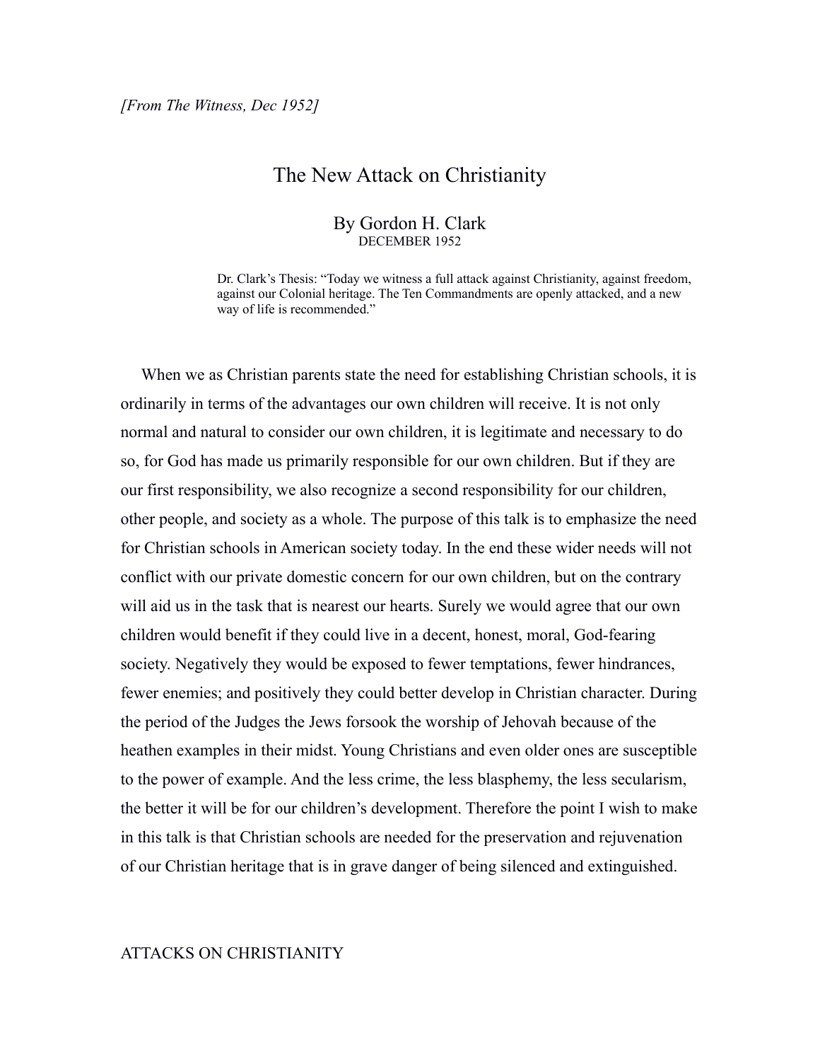*[From The Witness, Dec 1952]*

# The New Attack on Christianity

By Gordon H. Clark
DECEMBER 1952

> Dr. Clark's Thesis: "Today we witness a full attack against Christianity, against freedom, against our Colonial heritage. The Ten Commandments are openly attacked, and a new way of life is recommended."

When we as Christian parents state the need for establishing Christian schools, it is ordinarily in terms of the advantages our own children will receive. It is not only normal and natural to consider our own children, it is legitimate and necessary to do so, for God has made us primarily responsible for our own children. But if they are our first responsibility, we also recognize a second responsibility for our children, other people, and society as a whole. The purpose of this talk is to emphasize the need for Christian schools in American society today. In the end these wider needs will not conflict with our private domestic concern for our own children, but on the contrary will aid us in the task that is nearest our hearts. Surely we would agree that our own children would benefit if they could live in a decent, honest, moral, God-fearing society. Negatively they would be exposed to fewer temptations, fewer hindrances, fewer enemies; and positively they could better develop in Christian character. During the period of the Judges the Jews forsook the worship of Jehovah because of the heathen examples in their midst. Young Christians and even older ones are susceptible to the power of example. And the less crime, the less blasphemy, the less secularism, the better it will be for our children's development. Therefore the point I wish to make in this talk is that Christian schools are needed for the preservation and rejuvenation of our Christian heritage that is in grave danger of being silenced and extinguished.

## ATTACKS ON CHRISTIANITY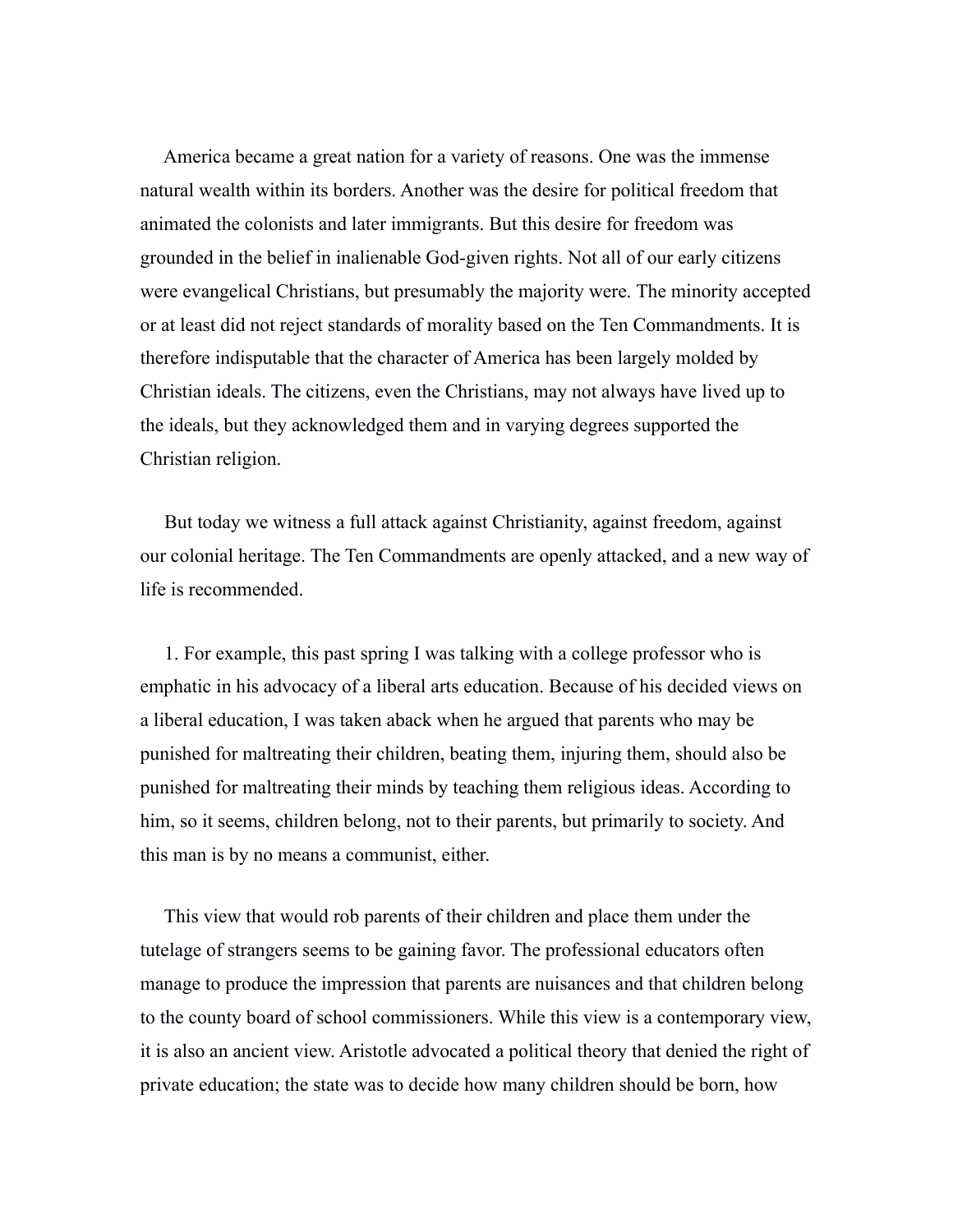America became a great nation for a variety of reasons. One was the immense natural wealth within its borders. Another was the desire for political freedom that animated the colonists and later immigrants. But this desire for freedom was grounded in the belief in inalienable God-given rights. Not all of our early citizens were evangelical Christians, but presumably the majority were. The minority accepted or at least did not reject standards of morality based on the Ten Commandments. It is therefore indisputable that the character of America has been largely molded by Christian ideals. The citizens, even the Christians, may not always have lived up to the ideals, but they acknowledged them and in varying degrees supported the Christian religion.

But today we witness a full attack against Christianity, against freedom, against our colonial heritage. The Ten Commandments are openly attacked, and a new way of life is recommended.

1. For example, this past spring I was talking with a college professor who is emphatic in his advocacy of a liberal arts education. Because of his decided views on a liberal education, I was taken aback when he argued that parents who may be punished for maltreating their children, beating them, injuring them, should also be punished for maltreating their minds by teaching them religious ideas. According to him, so it seems, children belong, not to their parents, but primarily to society. And this man is by no means a communist, either.

This view that would rob parents of their children and place them under the tutelage of strangers seems to be gaining favor. The professional educators often manage to produce the impression that parents are nuisances and that children belong to the county board of school commissioners. While this view is a contemporary view, it is also an ancient view. Aristotle advocated a political theory that denied the right of private education; the state was to decide how many children should be born, how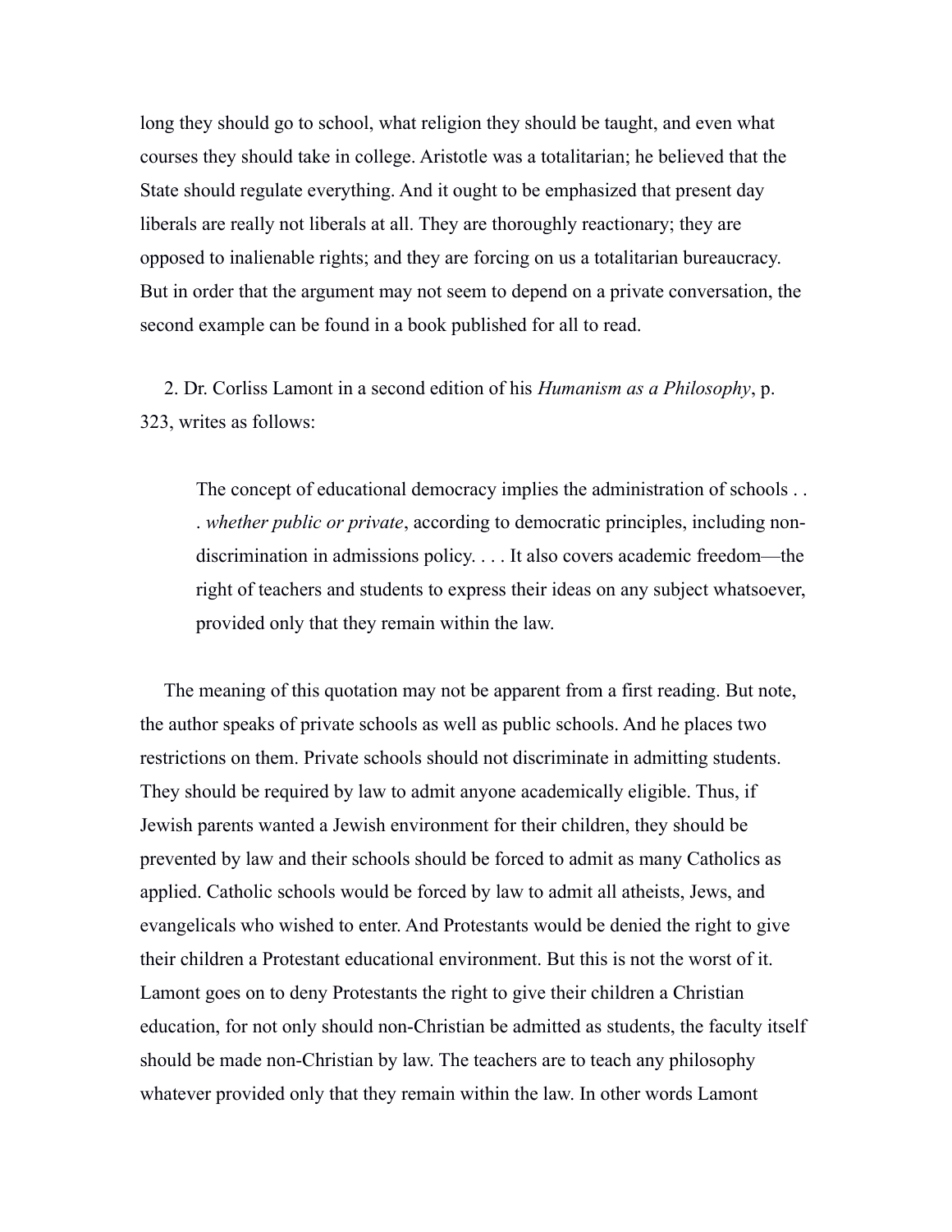long they should go to school, what religion they should be taught, and even what courses they should take in college. Aristotle was a totalitarian; he believed that the State should regulate everything. And it ought to be emphasized that present day liberals are really not liberals at all. They are thoroughly reactionary; they are opposed to inalienable rights; and they are forcing on us a totalitarian bureaucracy. But in order that the argument may not seem to depend on a private conversation, the second example can be found in a book published for all to read.

2. Dr. Corliss Lamont in a second edition of his *Humanism as a Philosophy*, p. 323, writes as follows:

> The concept of educational democracy implies the administration of schools . . . *whether public or private*, according to democratic principles, including non-discrimination in admissions policy. . . . It also covers academic freedom—the right of teachers and students to express their ideas on any subject whatsoever, provided only that they remain within the law.

The meaning of this quotation may not be apparent from a first reading. But note, the author speaks of private schools as well as public schools. And he places two restrictions on them. Private schools should not discriminate in admitting students. They should be required by law to admit anyone academically eligible. Thus, if Jewish parents wanted a Jewish environment for their children, they should be prevented by law and their schools should be forced to admit as many Catholics as applied. Catholic schools would be forced by law to admit all atheists, Jews, and evangelicals who wished to enter. And Protestants would be denied the right to give their children a Protestant educational environment. But this is not the worst of it. Lamont goes on to deny Protestants the right to give their children a Christian education, for not only should non-Christian be admitted as students, the faculty itself should be made non-Christian by law. The teachers are to teach any philosophy whatever provided only that they remain within the law. In other words Lamont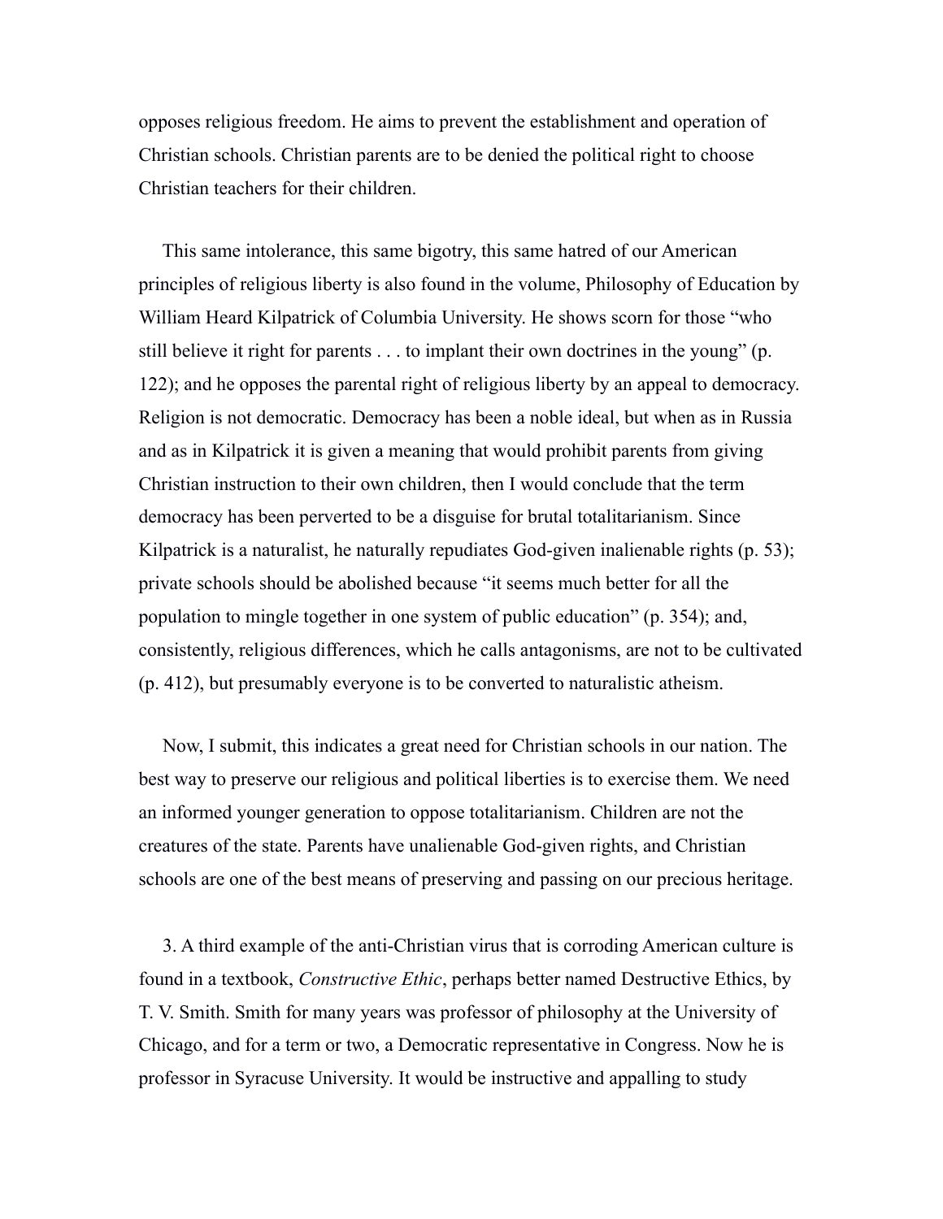opposes religious freedom. He aims to prevent the establishment and operation of Christian schools. Christian parents are to be denied the political right to choose Christian teachers for their children.

This same intolerance, this same bigotry, this same hatred of our American principles of religious liberty is also found in the volume, Philosophy of Education by William Heard Kilpatrick of Columbia University. He shows scorn for those "who still believe it right for parents . . . to implant their own doctrines in the young" (p. 122); and he opposes the parental right of religious liberty by an appeal to democracy. Religion is not democratic. Democracy has been a noble ideal, but when as in Russia and as in Kilpatrick it is given a meaning that would prohibit parents from giving Christian instruction to their own children, then I would conclude that the term democracy has been perverted to be a disguise for brutal totalitarianism. Since Kilpatrick is a naturalist, he naturally repudiates God-given inalienable rights (p. 53); private schools should be abolished because "it seems much better for all the population to mingle together in one system of public education" (p. 354); and, consistently, religious differences, which he calls antagonisms, are not to be cultivated (p. 412), but presumably everyone is to be converted to naturalistic atheism.

Now, I submit, this indicates a great need for Christian schools in our nation. The best way to preserve our religious and political liberties is to exercise them. We need an informed younger generation to oppose totalitarianism. Children are not the creatures of the state. Parents have unalienable God-given rights, and Christian schools are one of the best means of preserving and passing on our precious heritage.

3. A third example of the anti-Christian virus that is corroding American culture is found in a textbook, *Constructive Ethic*, perhaps better named Destructive Ethics, by T. V. Smith. Smith for many years was professor of philosophy at the University of Chicago, and for a term or two, a Democratic representative in Congress. Now he is professor in Syracuse University. It would be instructive and appalling to study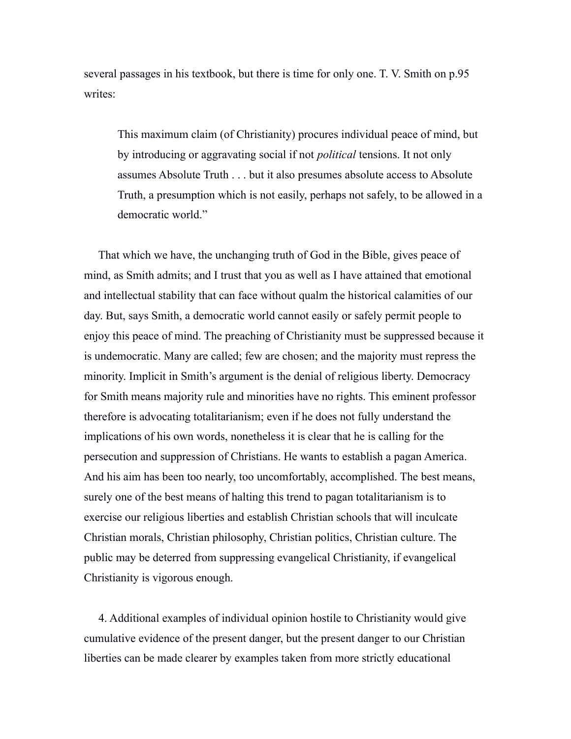several passages in his textbook, but there is time for only one. T. V. Smith on p.95 writes:

> This maximum claim (of Christianity) procures individual peace of mind, but by introducing or aggravating social if not *political* tensions. It not only assumes Absolute Truth . . . but it also presumes absolute access to Absolute Truth, a presumption which is not easily, perhaps not safely, to be allowed in a democratic world."

That which we have, the unchanging truth of God in the Bible, gives peace of mind, as Smith admits; and I trust that you as well as I have attained that emotional and intellectual stability that can face without qualm the historical calamities of our day. But, says Smith, a democratic world cannot easily or safely permit people to enjoy this peace of mind. The preaching of Christianity must be suppressed because it is undemocratic. Many are called; few are chosen; and the majority must repress the minority. Implicit in Smith's argument is the denial of religious liberty. Democracy for Smith means majority rule and minorities have no rights. This eminent professor therefore is advocating totalitarianism; even if he does not fully understand the implications of his own words, nonetheless it is clear that he is calling for the persecution and suppression of Christians. He wants to establish a pagan America. And his aim has been too nearly, too uncomfortably, accomplished. The best means, surely one of the best means of halting this trend to pagan totalitarianism is to exercise our religious liberties and establish Christian schools that will inculcate Christian morals, Christian philosophy, Christian politics, Christian culture. The public may be deterred from suppressing evangelical Christianity, if evangelical Christianity is vigorous enough.

4. Additional examples of individual opinion hostile to Christianity would give cumulative evidence of the present danger, but the present danger to our Christian liberties can be made clearer by examples taken from more strictly educational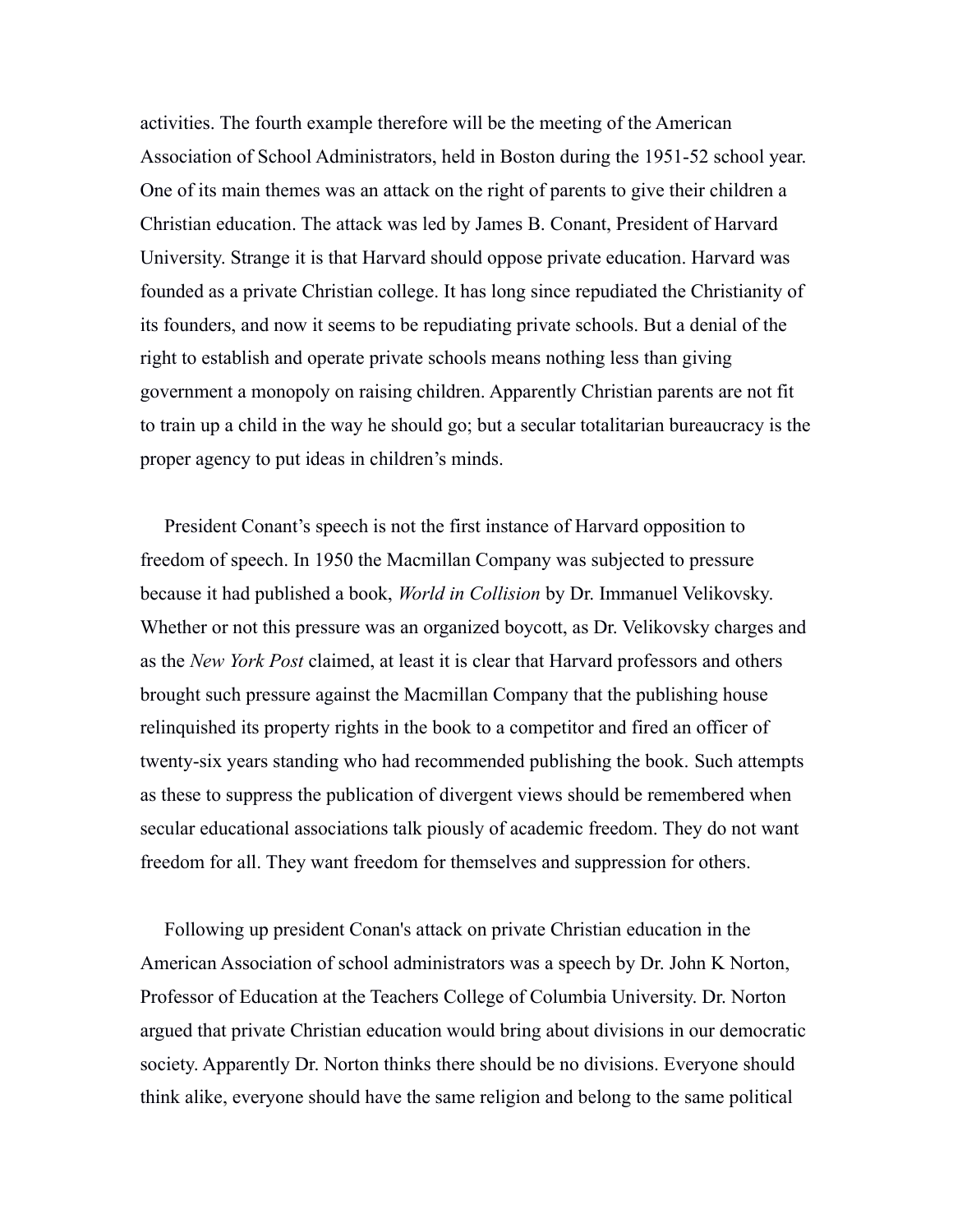activities. The fourth example therefore will be the meeting of the American Association of School Administrators, held in Boston during the 1951-52 school year. One of its main themes was an attack on the right of parents to give their children a Christian education. The attack was led by James B. Conant, President of Harvard University. Strange it is that Harvard should oppose private education. Harvard was founded as a private Christian college. It has long since repudiated the Christianity of its founders, and now it seems to be repudiating private schools. But a denial of the right to establish and operate private schools means nothing less than giving government a monopoly on raising children. Apparently Christian parents are not fit to train up a child in the way he should go; but a secular totalitarian bureaucracy is the proper agency to put ideas in children's minds.

President Conant's speech is not the first instance of Harvard opposition to freedom of speech. In 1950 the Macmillan Company was subjected to pressure because it had published a book, *World in Collision* by Dr. Immanuel Velikovsky. Whether or not this pressure was an organized boycott, as Dr. Velikovsky charges and as the *New York Post* claimed, at least it is clear that Harvard professors and others brought such pressure against the Macmillan Company that the publishing house relinquished its property rights in the book to a competitor and fired an officer of twenty-six years standing who had recommended publishing the book. Such attempts as these to suppress the publication of divergent views should be remembered when secular educational associations talk piously of academic freedom. They do not want freedom for all. They want freedom for themselves and suppression for others.

Following up president Conan's attack on private Christian education in the American Association of school administrators was a speech by Dr. John K Norton, Professor of Education at the Teachers College of Columbia University. Dr. Norton argued that private Christian education would bring about divisions in our democratic society. Apparently Dr. Norton thinks there should be no divisions. Everyone should think alike, everyone should have the same religion and belong to the same political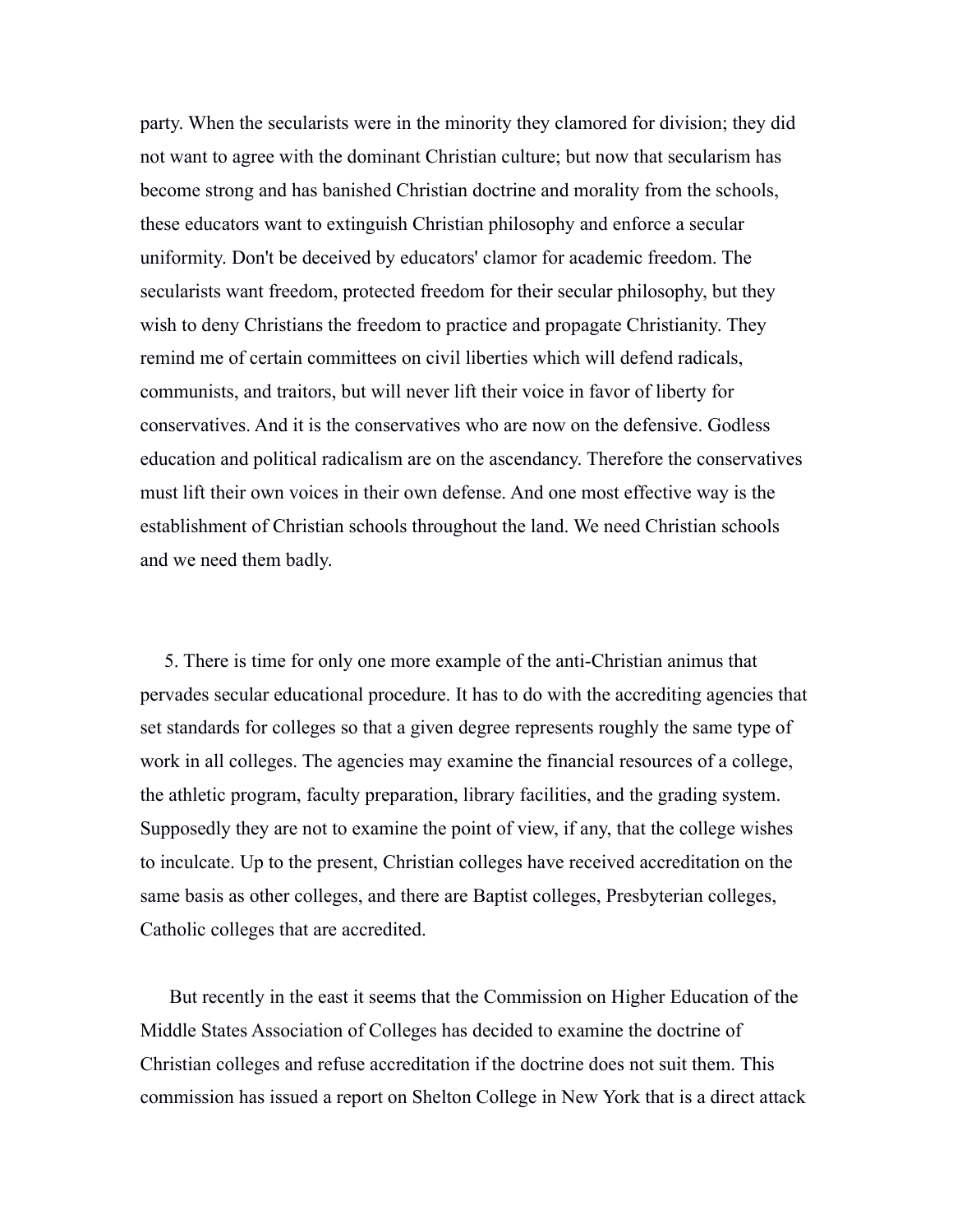party. When the secularists were in the minority they clamored for division; they did not want to agree with the dominant Christian culture; but now that secularism has become strong and has banished Christian doctrine and morality from the schools, these educators want to extinguish Christian philosophy and enforce a secular uniformity. Don't be deceived by educators' clamor for academic freedom. The secularists want freedom, protected freedom for their secular philosophy, but they wish to deny Christians the freedom to practice and propagate Christianity. They remind me of certain committees on civil liberties which will defend radicals, communists, and traitors, but will never lift their voice in favor of liberty for conservatives. And it is the conservatives who are now on the defensive. Godless education and political radicalism are on the ascendancy. Therefore the conservatives must lift their own voices in their own defense. And one most effective way is the establishment of Christian schools throughout the land. We need Christian schools and we need them badly.

5. There is time for only one more example of the anti-Christian animus that pervades secular educational procedure. It has to do with the accrediting agencies that set standards for colleges so that a given degree represents roughly the same type of work in all colleges. The agencies may examine the financial resources of a college, the athletic program, faculty preparation, library facilities, and the grading system. Supposedly they are not to examine the point of view, if any, that the college wishes to inculcate. Up to the present, Christian colleges have received accreditation on the same basis as other colleges, and there are Baptist colleges, Presbyterian colleges, Catholic colleges that are accredited.

But recently in the east it seems that the Commission on Higher Education of the Middle States Association of Colleges has decided to examine the doctrine of Christian colleges and refuse accreditation if the doctrine does not suit them. This commission has issued a report on Shelton College in New York that is a direct attack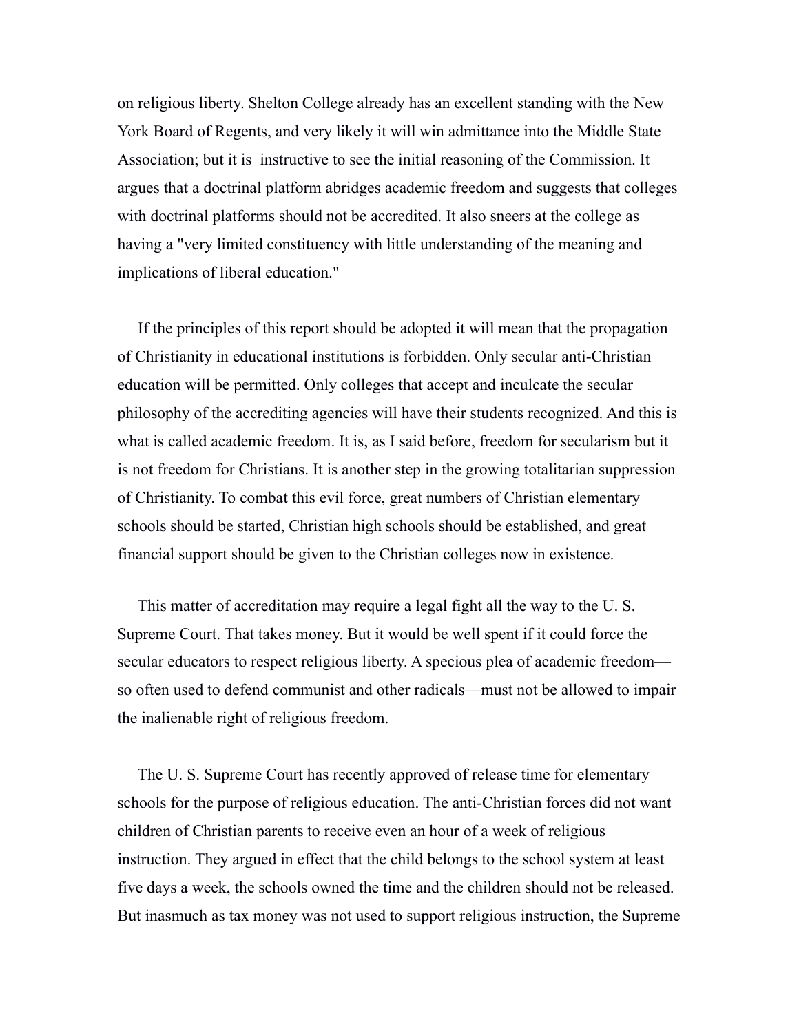on religious liberty. Shelton College already has an excellent standing with the New York Board of Regents, and very likely it will win admittance into the Middle State Association; but it is instructive to see the initial reasoning of the Commission. It argues that a doctrinal platform abridges academic freedom and suggests that colleges with doctrinal platforms should not be accredited. It also sneers at the college as having a "very limited constituency with little understanding of the meaning and implications of liberal education."

If the principles of this report should be adopted it will mean that the propagation of Christianity in educational institutions is forbidden. Only secular anti-Christian education will be permitted. Only colleges that accept and inculcate the secular philosophy of the accrediting agencies will have their students recognized. And this is what is called academic freedom. It is, as I said before, freedom for secularism but it is not freedom for Christians. It is another step in the growing totalitarian suppression of Christianity. To combat this evil force, great numbers of Christian elementary schools should be started, Christian high schools should be established, and great financial support should be given to the Christian colleges now in existence.

This matter of accreditation may require a legal fight all the way to the U. S. Supreme Court. That takes money. But it would be well spent if it could force the secular educators to respect religious liberty. A specious plea of academic freedom—so often used to defend communist and other radicals—must not be allowed to impair the inalienable right of religious freedom.

The U. S. Supreme Court has recently approved of release time for elementary schools for the purpose of religious education. The anti-Christian forces did not want children of Christian parents to receive even an hour of a week of religious instruction. They argued in effect that the child belongs to the school system at least five days a week, the schools owned the time and the children should not be released. But inasmuch as tax money was not used to support religious instruction, the Supreme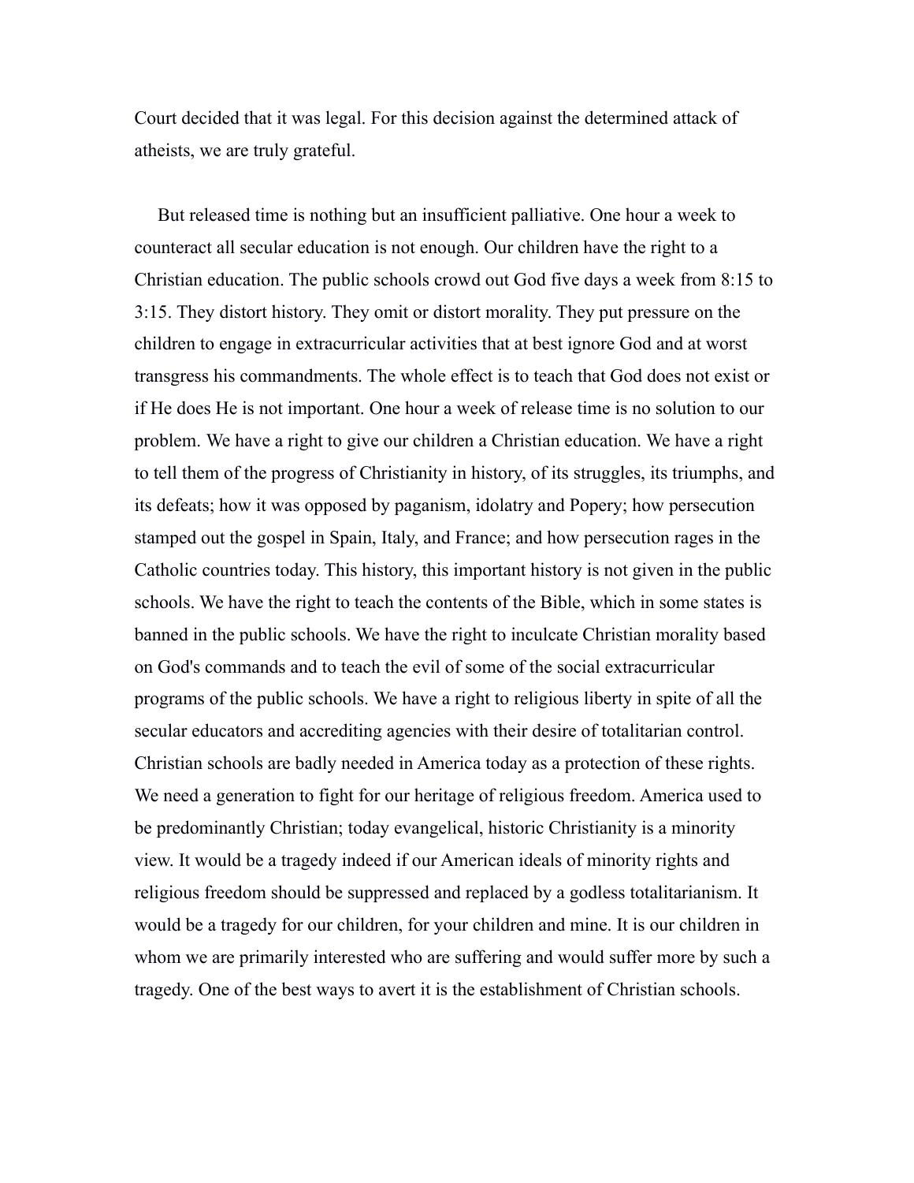Court decided that it was legal. For this decision against the determined attack of atheists, we are truly grateful.

But released time is nothing but an insufficient palliative. One hour a week to counteract all secular education is not enough. Our children have the right to a Christian education. The public schools crowd out God five days a week from 8:15 to 3:15. They distort history. They omit or distort morality. They put pressure on the children to engage in extracurricular activities that at best ignore God and at worst transgress his commandments. The whole effect is to teach that God does not exist or if He does He is not important. One hour a week of release time is no solution to our problem. We have a right to give our children a Christian education. We have a right to tell them of the progress of Christianity in history, of its struggles, its triumphs, and its defeats; how it was opposed by paganism, idolatry and Popery; how persecution stamped out the gospel in Spain, Italy, and France; and how persecution rages in the Catholic countries today. This history, this important history is not given in the public schools. We have the right to teach the contents of the Bible, which in some states is banned in the public schools. We have the right to inculcate Christian morality based on God's commands and to teach the evil of some of the social extracurricular programs of the public schools. We have a right to religious liberty in spite of all the secular educators and accrediting agencies with their desire of totalitarian control. Christian schools are badly needed in America today as a protection of these rights. We need a generation to fight for our heritage of religious freedom. America used to be predominantly Christian; today evangelical, historic Christianity is a minority view. It would be a tragedy indeed if our American ideals of minority rights and religious freedom should be suppressed and replaced by a godless totalitarianism. It would be a tragedy for our children, for your children and mine. It is our children in whom we are primarily interested who are suffering and would suffer more by such a tragedy. One of the best ways to avert it is the establishment of Christian schools.